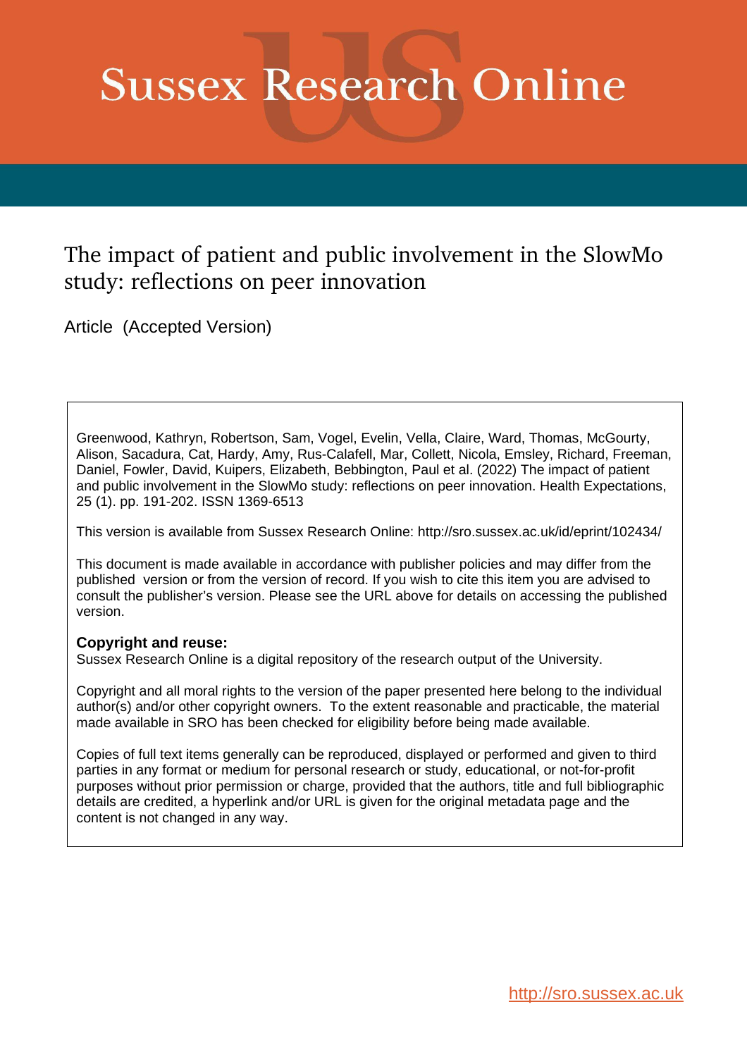# Sussex Research Online

## The impact of patient and public involvement in the SlowMo study: reflections on peer innovation

Article (Accepted Version)

Greenwood, Kathryn, Robertson, Sam, Vogel, Evelin, Vella, Claire, Ward, Thomas, McGourty, Alison, Sacadura, Cat, Hardy, Amy, Rus-Calafell, Mar, Collett, Nicola, Emsley, Richard, Freeman, Daniel, Fowler, David, Kuipers, Elizabeth, Bebbington, Paul et al. (2022) The impact of patient and public involvement in the SlowMo study: reflections on peer innovation. Health Expectations, 25 (1). pp. 191-202. ISSN 1369-6513

This version is available from Sussex Research Online: http://sro.sussex.ac.uk/id/eprint/102434/

This document is made available in accordance with publisher policies and may differ from the published version or from the version of record. If you wish to cite this item you are advised to consult the publisher's version. Please see the URL above for details on accessing the published version.

**Copyright and reuse:**
Sussex Research Online is a digital repository of the research output of the University.

Copyright and all moral rights to the version of the paper presented here belong to the individual author(s) and/or other copyright owners. To the extent reasonable and practicable, the material made available in SRO has been checked for eligibility before being made available.

Copies of full text items generally can be reproduced, displayed or performed and given to third parties in any format or medium for personal research or study, educational, or not-for-profit purposes without prior permission or charge, provided that the authors, title and full bibliographic details are credited, a hyperlink and/or URL is given for the original metadata page and the content is not changed in any way.

http://sro.sussex.ac.uk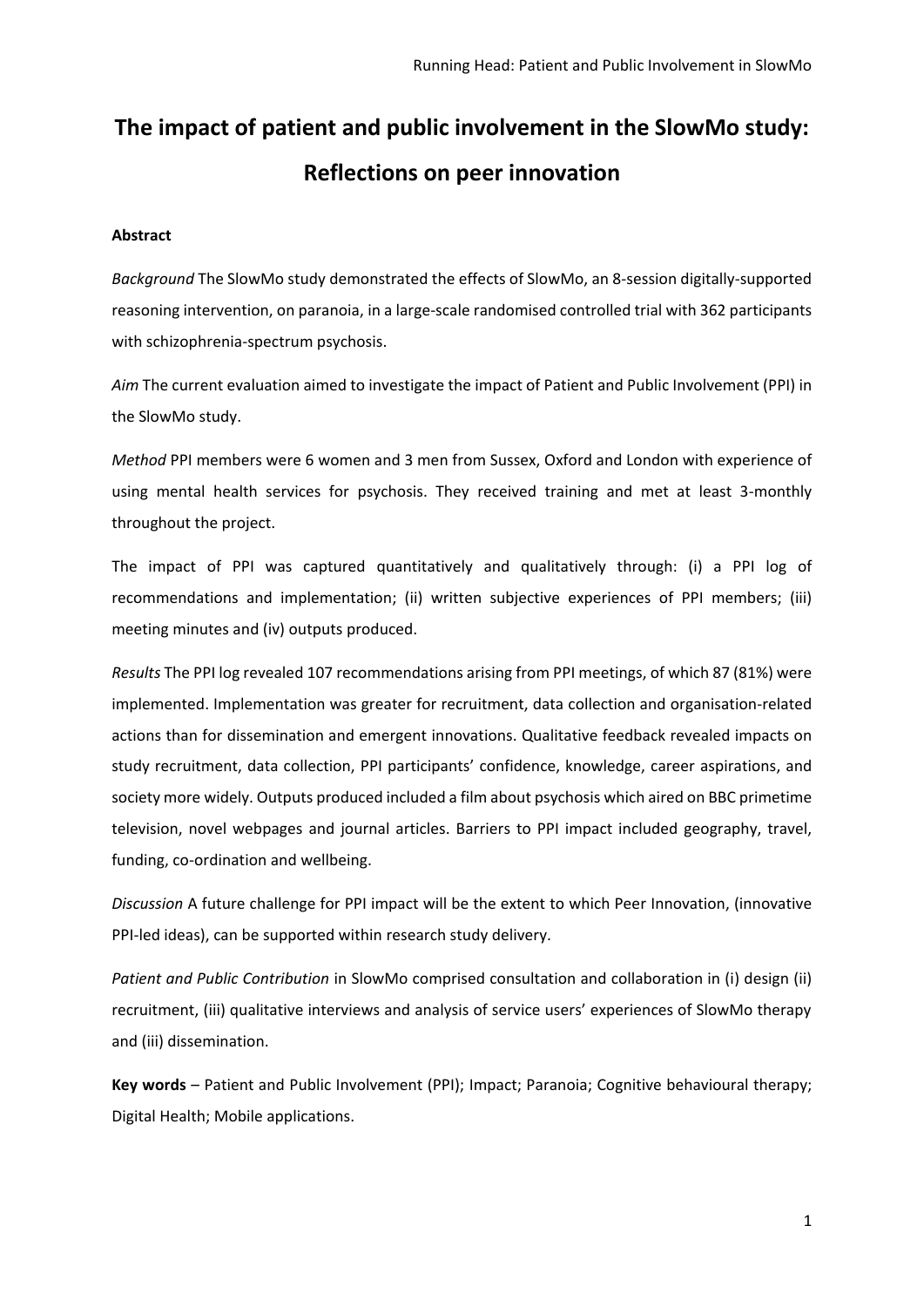# The impact of patient and public involvement in the SlowMo study: Reflections on peer innovation

**Abstract**

*Background* The SlowMo study demonstrated the effects of SlowMo, an 8-session digitally-supported reasoning intervention, on paranoia, in a large-scale randomised controlled trial with 362 participants with schizophrenia-spectrum psychosis.

*Aim* The current evaluation aimed to investigate the impact of Patient and Public Involvement (PPI) in the SlowMo study.

*Method* PPI members were 6 women and 3 men from Sussex, Oxford and London with experience of using mental health services for psychosis. They received training and met at least 3-monthly throughout the project.

The impact of PPI was captured quantitatively and qualitatively through: (i) a PPI log of recommendations and implementation; (ii) written subjective experiences of PPI members; (iii) meeting minutes and (iv) outputs produced.

*Results* The PPI log revealed 107 recommendations arising from PPI meetings, of which 87 (81%) were implemented. Implementation was greater for recruitment, data collection and organisation-related actions than for dissemination and emergent innovations. Qualitative feedback revealed impacts on study recruitment, data collection, PPI participants' confidence, knowledge, career aspirations, and society more widely. Outputs produced included a film about psychosis which aired on BBC primetime television, novel webpages and journal articles. Barriers to PPI impact included geography, travel, funding, co-ordination and wellbeing.

*Discussion* A future challenge for PPI impact will be the extent to which Peer Innovation, (innovative PPI-led ideas), can be supported within research study delivery.

*Patient and Public Contribution* in SlowMo comprised consultation and collaboration in (i) design (ii) recruitment, (iii) qualitative interviews and analysis of service users' experiences of SlowMo therapy and (iii) dissemination.

**Key words** – Patient and Public Involvement (PPI); Impact; Paranoia; Cognitive behavioural therapy; Digital Health; Mobile applications.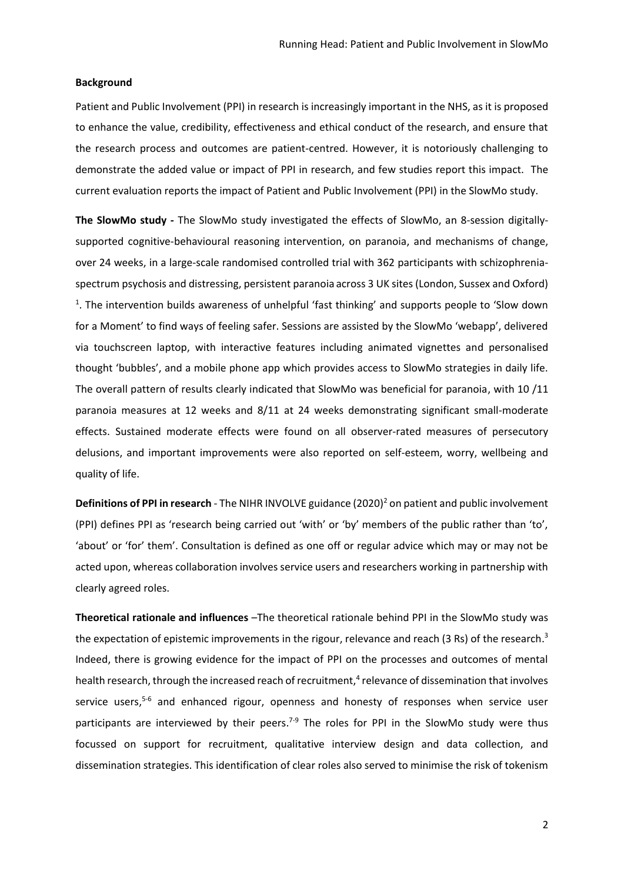**Background**

Patient and Public Involvement (PPI) in research is increasingly important in the NHS, as it is proposed to enhance the value, credibility, effectiveness and ethical conduct of the research, and ensure that the research process and outcomes are patient-centred. However, it is notoriously challenging to demonstrate the added value or impact of PPI in research, and few studies report this impact. The current evaluation reports the impact of Patient and Public Involvement (PPI) in the SlowMo study.

**The SlowMo study -** The SlowMo study investigated the effects of SlowMo, an 8-session digitally-supported cognitive-behavioural reasoning intervention, on paranoia, and mechanisms of change, over 24 weeks, in a large-scale randomised controlled trial with 362 participants with schizophrenia-spectrum psychosis and distressing, persistent paranoia across 3 UK sites (London, Sussex and Oxford) [1]. The intervention builds awareness of unhelpful 'fast thinking' and supports people to 'Slow down for a Moment' to find ways of feeling safer. Sessions are assisted by the SlowMo 'webapp', delivered via touchscreen laptop, with interactive features including animated vignettes and personalised thought 'bubbles', and a mobile phone app which provides access to SlowMo strategies in daily life. The overall pattern of results clearly indicated that SlowMo was beneficial for paranoia, with 10 /11 paranoia measures at 12 weeks and 8/11 at 24 weeks demonstrating significant small-moderate effects. Sustained moderate effects were found on all observer-rated measures of persecutory delusions, and important improvements were also reported on self-esteem, worry, wellbeing and quality of life.

**Definitions of PPI in research** - The NIHR INVOLVE guidance (2020)[2] on patient and public involvement (PPI) defines PPI as 'research being carried out 'with' or 'by' members of the public rather than 'to', 'about' or 'for' them'. Consultation is defined as one off or regular advice which may or may not be acted upon, whereas collaboration involves service users and researchers working in partnership with clearly agreed roles.

**Theoretical rationale and influences** –The theoretical rationale behind PPI in the SlowMo study was the expectation of epistemic improvements in the rigour, relevance and reach (3 Rs) of the research.[3] Indeed, there is growing evidence for the impact of PPI on the processes and outcomes of mental health research, through the increased reach of recruitment,[4] relevance of dissemination that involves service users,[5-6] and enhanced rigour, openness and honesty of responses when service user participants are interviewed by their peers.[7-9] The roles for PPI in the SlowMo study were thus focussed on support for recruitment, qualitative interview design and data collection, and dissemination strategies. This identification of clear roles also served to minimise the risk of tokenism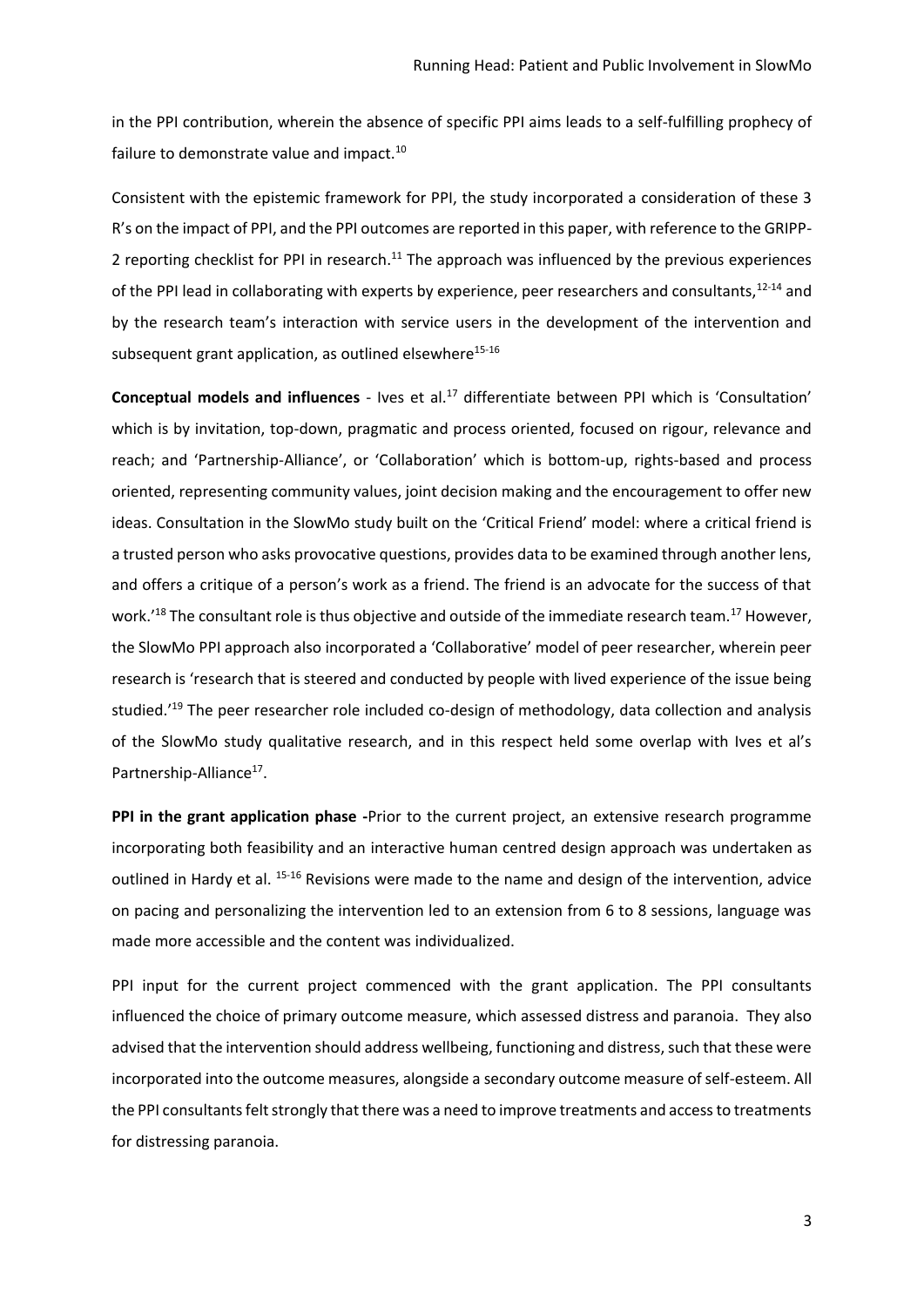in the PPI contribution, wherein the absence of specific PPI aims leads to a self-fulfilling prophecy of failure to demonstrate value and impact.[10]

Consistent with the epistemic framework for PPI, the study incorporated a consideration of these 3 R's on the impact of PPI, and the PPI outcomes are reported in this paper, with reference to the GRIPP-2 reporting checklist for PPI in research.[11] The approach was influenced by the previous experiences of the PPI lead in collaborating with experts by experience, peer researchers and consultants,[12-14] and by the research team's interaction with service users in the development of the intervention and subsequent grant application, as outlined elsewhere[15-16]

**Conceptual models and influences** - Ives et al.[17] differentiate between PPI which is 'Consultation' which is by invitation, top-down, pragmatic and process oriented, focused on rigour, relevance and reach; and 'Partnership-Alliance', or 'Collaboration' which is bottom-up, rights-based and process oriented, representing community values, joint decision making and the encouragement to offer new ideas. Consultation in the SlowMo study built on the 'Critical Friend' model: where a critical friend is a trusted person who asks provocative questions, provides data to be examined through another lens, and offers a critique of a person's work as a friend. The friend is an advocate for the success of that work.'[18] The consultant role is thus objective and outside of the immediate research team.[17] However, the SlowMo PPI approach also incorporated a 'Collaborative' model of peer researcher, wherein peer research is 'research that is steered and conducted by people with lived experience of the issue being studied.'[19] The peer researcher role included co-design of methodology, data collection and analysis of the SlowMo study qualitative research, and in this respect held some overlap with Ives et al's Partnership-Alliance[17].

**PPI in the grant application phase -**Prior to the current project, an extensive research programme incorporating both feasibility and an interactive human centred design approach was undertaken as outlined in Hardy et al. [15-16] Revisions were made to the name and design of the intervention, advice on pacing and personalizing the intervention led to an extension from 6 to 8 sessions, language was made more accessible and the content was individualized.

PPI input for the current project commenced with the grant application. The PPI consultants influenced the choice of primary outcome measure, which assessed distress and paranoia. They also advised that the intervention should address wellbeing, functioning and distress, such that these were incorporated into the outcome measures, alongside a secondary outcome measure of self-esteem. All the PPI consultants felt strongly that there was a need to improve treatments and access to treatments for distressing paranoia.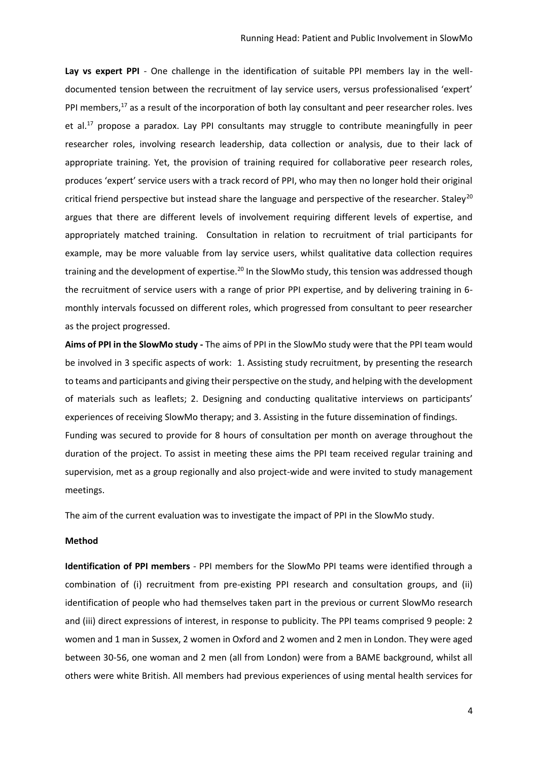**Lay vs expert PPI** - One challenge in the identification of suitable PPI members lay in the well-documented tension between the recruitment of lay service users, versus professionalised 'expert' PPI members,[17] as a result of the incorporation of both lay consultant and peer researcher roles. Ives et al.[17] propose a paradox. Lay PPI consultants may struggle to contribute meaningfully in peer researcher roles, involving research leadership, data collection or analysis, due to their lack of appropriate training. Yet, the provision of training required for collaborative peer research roles, produces 'expert' service users with a track record of PPI, who may then no longer hold their original critical friend perspective but instead share the language and perspective of the researcher. Staley[20] argues that there are different levels of involvement requiring different levels of expertise, and appropriately matched training. Consultation in relation to recruitment of trial participants for example, may be more valuable from lay service users, whilst qualitative data collection requires training and the development of expertise.[20] In the SlowMo study, this tension was addressed though the recruitment of service users with a range of prior PPI expertise, and by delivering training in 6-monthly intervals focussed on different roles, which progressed from consultant to peer researcher as the project progressed.

**Aims of PPI in the SlowMo study -** The aims of PPI in the SlowMo study were that the PPI team would be involved in 3 specific aspects of work: 1. Assisting study recruitment, by presenting the research to teams and participants and giving their perspective on the study, and helping with the development of materials such as leaflets; 2. Designing and conducting qualitative interviews on participants' experiences of receiving SlowMo therapy; and 3. Assisting in the future dissemination of findings.

Funding was secured to provide for 8 hours of consultation per month on average throughout the duration of the project. To assist in meeting these aims the PPI team received regular training and supervision, met as a group regionally and also project-wide and were invited to study management meetings.

The aim of the current evaluation was to investigate the impact of PPI in the SlowMo study.

**Method**

**Identification of PPI members** - PPI members for the SlowMo PPI teams were identified through a combination of (i) recruitment from pre-existing PPI research and consultation groups, and (ii) identification of people who had themselves taken part in the previous or current SlowMo research and (iii) direct expressions of interest, in response to publicity. The PPI teams comprised 9 people: 2 women and 1 man in Sussex, 2 women in Oxford and 2 women and 2 men in London. They were aged between 30-56, one woman and 2 men (all from London) were from a BAME background, whilst all others were white British. All members had previous experiences of using mental health services for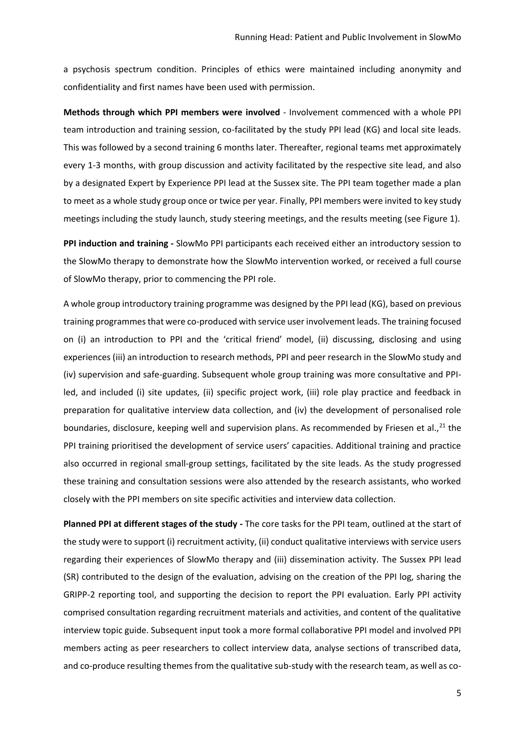a psychosis spectrum condition. Principles of ethics were maintained including anonymity and confidentiality and first names have been used with permission.

**Methods through which PPI members were involved** - Involvement commenced with a whole PPI team introduction and training session, co-facilitated by the study PPI lead (KG) and local site leads. This was followed by a second training 6 months later. Thereafter, regional teams met approximately every 1-3 months, with group discussion and activity facilitated by the respective site lead, and also by a designated Expert by Experience PPI lead at the Sussex site. The PPI team together made a plan to meet as a whole study group once or twice per year. Finally, PPI members were invited to key study meetings including the study launch, study steering meetings, and the results meeting (see Figure 1).

**PPI induction and training -** SlowMo PPI participants each received either an introductory session to the SlowMo therapy to demonstrate how the SlowMo intervention worked, or received a full course of SlowMo therapy, prior to commencing the PPI role.

A whole group introductory training programme was designed by the PPI lead (KG), based on previous training programmes that were co-produced with service user involvement leads. The training focused on (i) an introduction to PPI and the 'critical friend' model, (ii) discussing, disclosing and using experiences (iii) an introduction to research methods, PPI and peer research in the SlowMo study and (iv) supervision and safe-guarding. Subsequent whole group training was more consultative and PPI-led, and included (i) site updates, (ii) specific project work, (iii) role play practice and feedback in preparation for qualitative interview data collection, and (iv) the development of personalised role boundaries, disclosure, keeping well and supervision plans. As recommended by Friesen et al.,[21] the PPI training prioritised the development of service users' capacities. Additional training and practice also occurred in regional small-group settings, facilitated by the site leads. As the study progressed these training and consultation sessions were also attended by the research assistants, who worked closely with the PPI members on site specific activities and interview data collection.

**Planned PPI at different stages of the study -** The core tasks for the PPI team, outlined at the start of the study were to support (i) recruitment activity, (ii) conduct qualitative interviews with service users regarding their experiences of SlowMo therapy and (iii) dissemination activity. The Sussex PPI lead (SR) contributed to the design of the evaluation, advising on the creation of the PPI log, sharing the GRIPP-2 reporting tool, and supporting the decision to report the PPI evaluation. Early PPI activity comprised consultation regarding recruitment materials and activities, and content of the qualitative interview topic guide. Subsequent input took a more formal collaborative PPI model and involved PPI members acting as peer researchers to collect interview data, analyse sections of transcribed data, and co-produce resulting themes from the qualitative sub-study with the research team, as well as co-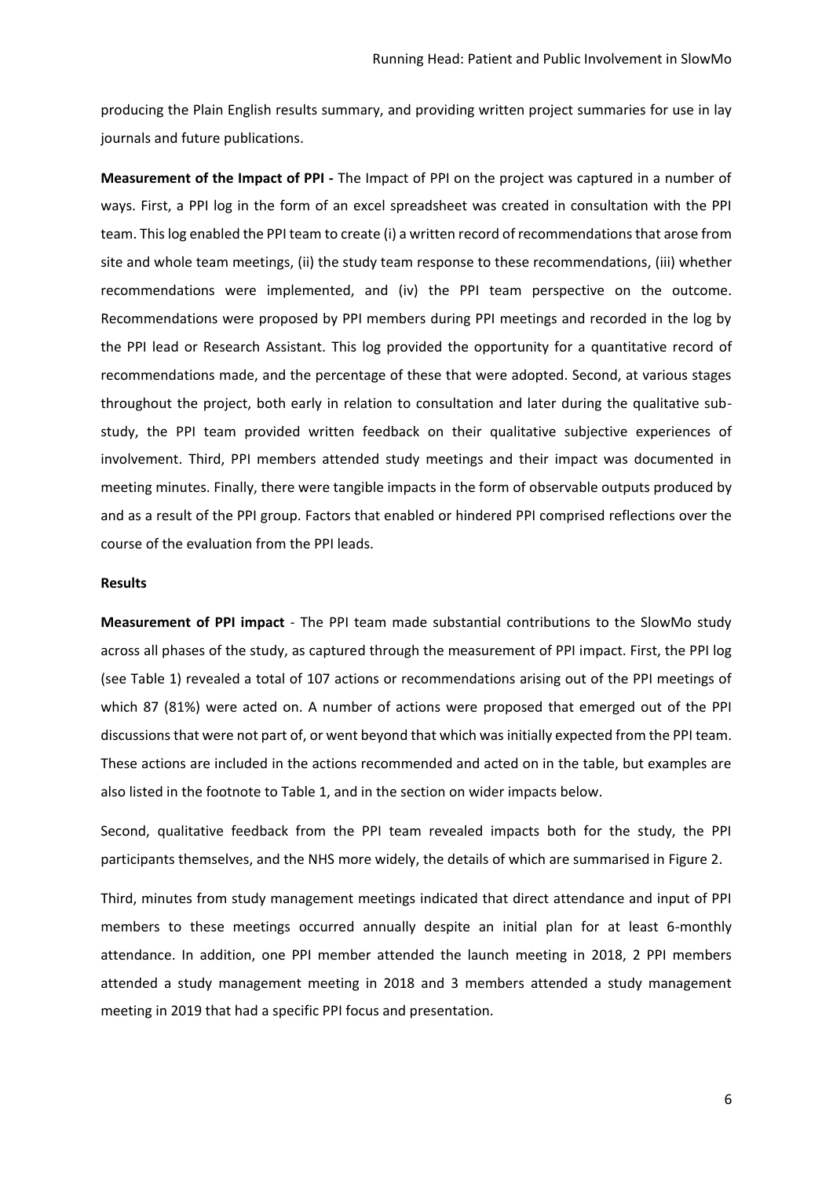producing the Plain English results summary, and providing written project summaries for use in lay journals and future publications.

**Measurement of the Impact of PPI -** The Impact of PPI on the project was captured in a number of ways. First, a PPI log in the form of an excel spreadsheet was created in consultation with the PPI team. This log enabled the PPI team to create (i) a written record of recommendations that arose from site and whole team meetings, (ii) the study team response to these recommendations, (iii) whether recommendations were implemented, and (iv) the PPI team perspective on the outcome. Recommendations were proposed by PPI members during PPI meetings and recorded in the log by the PPI lead or Research Assistant. This log provided the opportunity for a quantitative record of recommendations made, and the percentage of these that were adopted. Second, at various stages throughout the project, both early in relation to consultation and later during the qualitative sub-study, the PPI team provided written feedback on their qualitative subjective experiences of involvement. Third, PPI members attended study meetings and their impact was documented in meeting minutes. Finally, there were tangible impacts in the form of observable outputs produced by and as a result of the PPI group. Factors that enabled or hindered PPI comprised reflections over the course of the evaluation from the PPI leads.

## Results

**Measurement of PPI impact** - The PPI team made substantial contributions to the SlowMo study across all phases of the study, as captured through the measurement of PPI impact. First, the PPI log (see Table 1) revealed a total of 107 actions or recommendations arising out of the PPI meetings of which 87 (81%) were acted on. A number of actions were proposed that emerged out of the PPI discussions that were not part of, or went beyond that which was initially expected from the PPI team. These actions are included in the actions recommended and acted on in the table, but examples are also listed in the footnote to Table 1, and in the section on wider impacts below.

Second, qualitative feedback from the PPI team revealed impacts both for the study, the PPI participants themselves, and the NHS more widely, the details of which are summarised in Figure 2.

Third, minutes from study management meetings indicated that direct attendance and input of PPI members to these meetings occurred annually despite an initial plan for at least 6-monthly attendance. In addition, one PPI member attended the launch meeting in 2018, 2 PPI members attended a study management meeting in 2018 and 3 members attended a study management meeting in 2019 that had a specific PPI focus and presentation.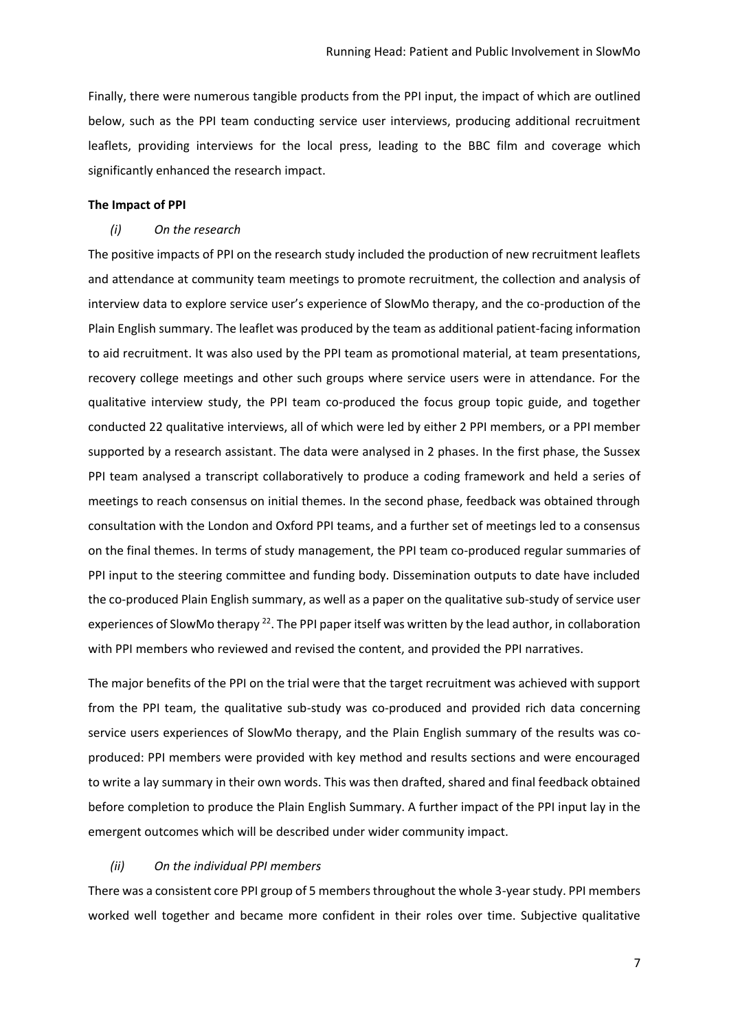Finally, there were numerous tangible products from the PPI input, the impact of which are outlined below, such as the PPI team conducting service user interviews, producing additional recruitment leaflets, providing interviews for the local press, leading to the BBC film and coverage which significantly enhanced the research impact.

**The Impact of PPI**

*(i) On the research*

The positive impacts of PPI on the research study included the production of new recruitment leaflets and attendance at community team meetings to promote recruitment, the collection and analysis of interview data to explore service user's experience of SlowMo therapy, and the co-production of the Plain English summary. The leaflet was produced by the team as additional patient-facing information to aid recruitment. It was also used by the PPI team as promotional material, at team presentations, recovery college meetings and other such groups where service users were in attendance. For the qualitative interview study, the PPI team co-produced the focus group topic guide, and together conducted 22 qualitative interviews, all of which were led by either 2 PPI members, or a PPI member supported by a research assistant. The data were analysed in 2 phases. In the first phase, the Sussex PPI team analysed a transcript collaboratively to produce a coding framework and held a series of meetings to reach consensus on initial themes. In the second phase, feedback was obtained through consultation with the London and Oxford PPI teams, and a further set of meetings led to a consensus on the final themes. In terms of study management, the PPI team co-produced regular summaries of PPI input to the steering committee and funding body. Dissemination outputs to date have included the co-produced Plain English summary, as well as a paper on the qualitative sub-study of service user experiences of SlowMo therapy [22]. The PPI paper itself was written by the lead author, in collaboration with PPI members who reviewed and revised the content, and provided the PPI narratives.

The major benefits of the PPI on the trial were that the target recruitment was achieved with support from the PPI team, the qualitative sub-study was co-produced and provided rich data concerning service users experiences of SlowMo therapy, and the Plain English summary of the results was co-produced: PPI members were provided with key method and results sections and were encouraged to write a lay summary in their own words. This was then drafted, shared and final feedback obtained before completion to produce the Plain English Summary. A further impact of the PPI input lay in the emergent outcomes which will be described under wider community impact.

*(ii) On the individual PPI members*

There was a consistent core PPI group of 5 members throughout the whole 3-year study. PPI members worked well together and became more confident in their roles over time. Subjective qualitative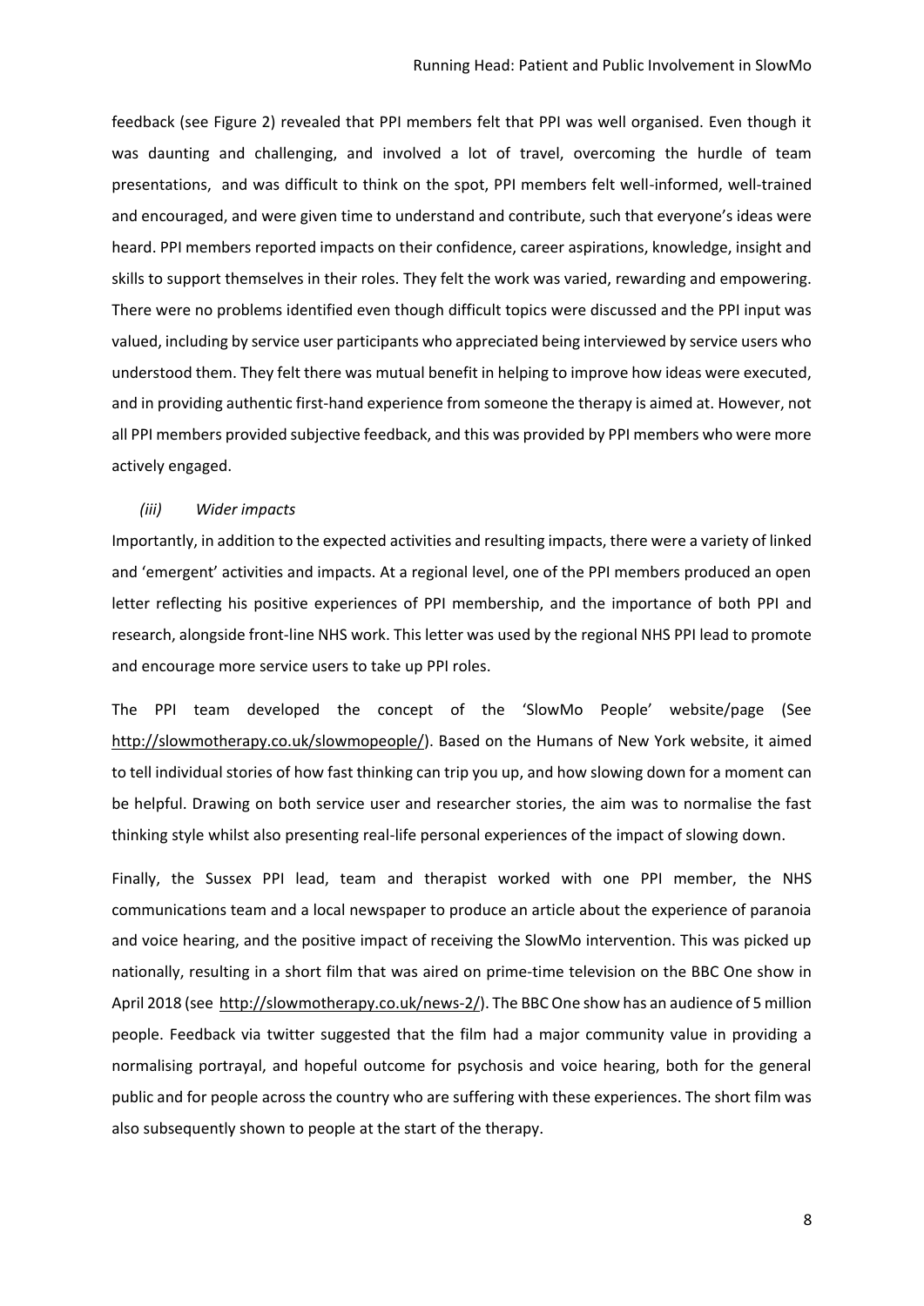feedback (see Figure 2) revealed that PPI members felt that PPI was well organised. Even though it was daunting and challenging, and involved a lot of travel, overcoming the hurdle of team presentations, and was difficult to think on the spot, PPI members felt well-informed, well-trained and encouraged, and were given time to understand and contribute, such that everyone's ideas were heard. PPI members reported impacts on their confidence, career aspirations, knowledge, insight and skills to support themselves in their roles. They felt the work was varied, rewarding and empowering. There were no problems identified even though difficult topics were discussed and the PPI input was valued, including by service user participants who appreciated being interviewed by service users who understood them. They felt there was mutual benefit in helping to improve how ideas were executed, and in providing authentic first-hand experience from someone the therapy is aimed at. However, not all PPI members provided subjective feedback, and this was provided by PPI members who were more actively engaged.

*(iii) Wider impacts*

Importantly, in addition to the expected activities and resulting impacts, there were a variety of linked and 'emergent' activities and impacts. At a regional level, one of the PPI members produced an open letter reflecting his positive experiences of PPI membership, and the importance of both PPI and research, alongside front-line NHS work. This letter was used by the regional NHS PPI lead to promote and encourage more service users to take up PPI roles.

The PPI team developed the concept of the 'SlowMo People' website/page (See http://slowmotherapy.co.uk/slowmopeople/). Based on the Humans of New York website, it aimed to tell individual stories of how fast thinking can trip you up, and how slowing down for a moment can be helpful. Drawing on both service user and researcher stories, the aim was to normalise the fast thinking style whilst also presenting real-life personal experiences of the impact of slowing down.

Finally, the Sussex PPI lead, team and therapist worked with one PPI member, the NHS communications team and a local newspaper to produce an article about the experience of paranoia and voice hearing, and the positive impact of receiving the SlowMo intervention. This was picked up nationally, resulting in a short film that was aired on prime-time television on the BBC One show in April 2018 (see http://slowmotherapy.co.uk/news-2/). The BBC One show has an audience of 5 million people. Feedback via twitter suggested that the film had a major community value in providing a normalising portrayal, and hopeful outcome for psychosis and voice hearing, both for the general public and for people across the country who are suffering with these experiences. The short film was also subsequently shown to people at the start of the therapy.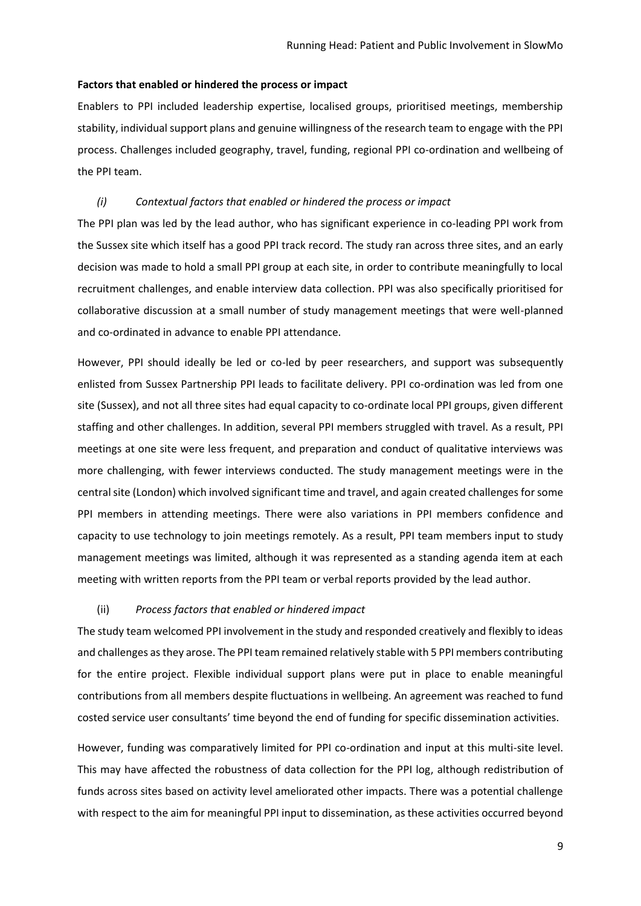**Factors that enabled or hindered the process or impact**

Enablers to PPI included leadership expertise, localised groups, prioritised meetings, membership stability, individual support plans and genuine willingness of the research team to engage with the PPI process. Challenges included geography, travel, funding, regional PPI co-ordination and wellbeing of the PPI team.

*(i) Contextual factors that enabled or hindered the process or impact*

The PPI plan was led by the lead author, who has significant experience in co-leading PPI work from the Sussex site which itself has a good PPI track record. The study ran across three sites, and an early decision was made to hold a small PPI group at each site, in order to contribute meaningfully to local recruitment challenges, and enable interview data collection. PPI was also specifically prioritised for collaborative discussion at a small number of study management meetings that were well-planned and co-ordinated in advance to enable PPI attendance.

However, PPI should ideally be led or co-led by peer researchers, and support was subsequently enlisted from Sussex Partnership PPI leads to facilitate delivery. PPI co-ordination was led from one site (Sussex), and not all three sites had equal capacity to co-ordinate local PPI groups, given different staffing and other challenges. In addition, several PPI members struggled with travel. As a result, PPI meetings at one site were less frequent, and preparation and conduct of qualitative interviews was more challenging, with fewer interviews conducted. The study management meetings were in the central site (London) which involved significant time and travel, and again created challenges for some PPI members in attending meetings. There were also variations in PPI members confidence and capacity to use technology to join meetings remotely. As a result, PPI team members input to study management meetings was limited, although it was represented as a standing agenda item at each meeting with written reports from the PPI team or verbal reports provided by the lead author.

(ii) *Process factors that enabled or hindered impact*

The study team welcomed PPI involvement in the study and responded creatively and flexibly to ideas and challenges as they arose. The PPI team remained relatively stable with 5 PPI members contributing for the entire project. Flexible individual support plans were put in place to enable meaningful contributions from all members despite fluctuations in wellbeing. An agreement was reached to fund costed service user consultants' time beyond the end of funding for specific dissemination activities.

However, funding was comparatively limited for PPI co-ordination and input at this multi-site level. This may have affected the robustness of data collection for the PPI log, although redistribution of funds across sites based on activity level ameliorated other impacts. There was a potential challenge with respect to the aim for meaningful PPI input to dissemination, as these activities occurred beyond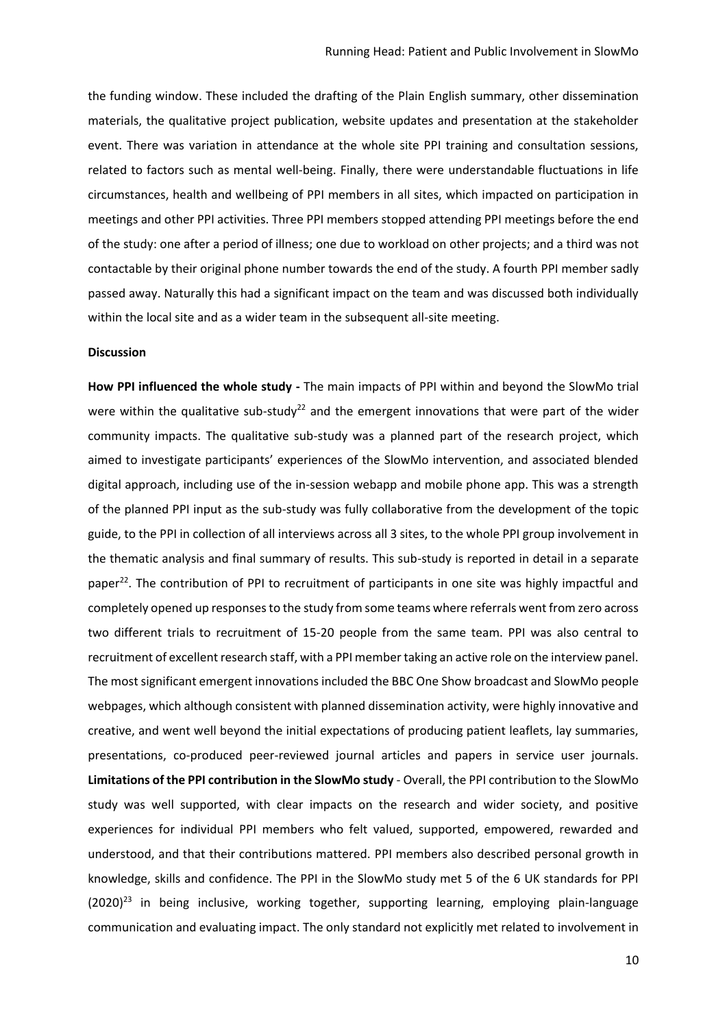the funding window. These included the drafting of the Plain English summary, other dissemination materials, the qualitative project publication, website updates and presentation at the stakeholder event. There was variation in attendance at the whole site PPI training and consultation sessions, related to factors such as mental well-being. Finally, there were understandable fluctuations in life circumstances, health and wellbeing of PPI members in all sites, which impacted on participation in meetings and other PPI activities. Three PPI members stopped attending PPI meetings before the end of the study: one after a period of illness; one due to workload on other projects; and a third was not contactable by their original phone number towards the end of the study. A fourth PPI member sadly passed away. Naturally this had a significant impact on the team and was discussed both individually within the local site and as a wider team in the subsequent all-site meeting.

**Discussion**

**How PPI influenced the whole study -** The main impacts of PPI within and beyond the SlowMo trial were within the qualitative sub-study[22] and the emergent innovations that were part of the wider community impacts. The qualitative sub-study was a planned part of the research project, which aimed to investigate participants' experiences of the SlowMo intervention, and associated blended digital approach, including use of the in-session webapp and mobile phone app. This was a strength of the planned PPI input as the sub-study was fully collaborative from the development of the topic guide, to the PPI in collection of all interviews across all 3 sites, to the whole PPI group involvement in the thematic analysis and final summary of results. This sub-study is reported in detail in a separate paper[22]. The contribution of PPI to recruitment of participants in one site was highly impactful and completely opened up responses to the study from some teams where referrals went from zero across two different trials to recruitment of 15-20 people from the same team. PPI was also central to recruitment of excellent research staff, with a PPI member taking an active role on the interview panel. The most significant emergent innovations included the BBC One Show broadcast and SlowMo people webpages, which although consistent with planned dissemination activity, were highly innovative and creative, and went well beyond the initial expectations of producing patient leaflets, lay summaries, presentations, co-produced peer-reviewed journal articles and papers in service user journals.

**Limitations of the PPI contribution in the SlowMo study** - Overall, the PPI contribution to the SlowMo study was well supported, with clear impacts on the research and wider society, and positive experiences for individual PPI members who felt valued, supported, empowered, rewarded and understood, and that their contributions mattered. PPI members also described personal growth in knowledge, skills and confidence. The PPI in the SlowMo study met 5 of the 6 UK standards for PPI (2020)[23] in being inclusive, working together, supporting learning, employing plain-language communication and evaluating impact. The only standard not explicitly met related to involvement in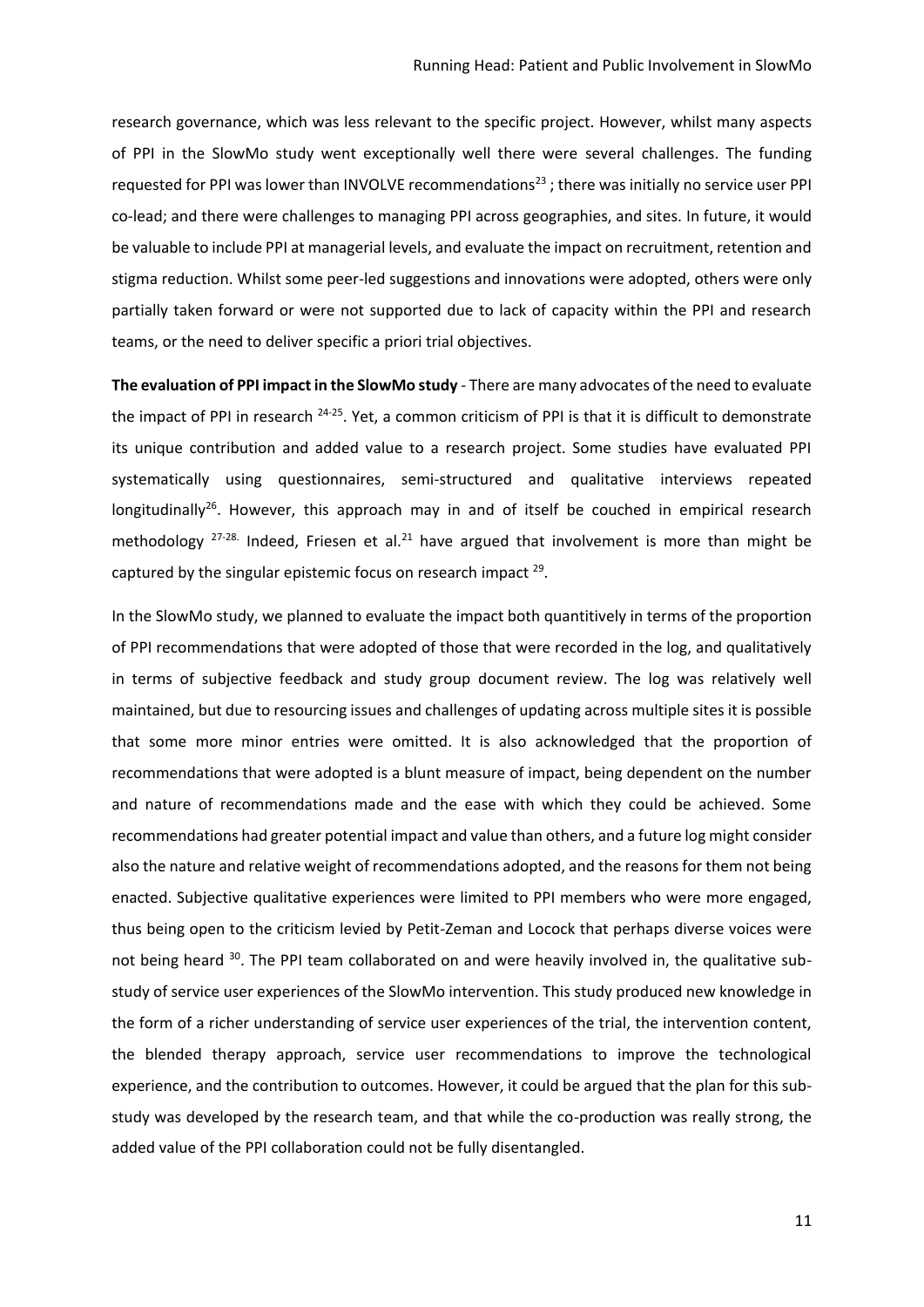research governance, which was less relevant to the specific project. However, whilst many aspects of PPI in the SlowMo study went exceptionally well there were several challenges. The funding requested for PPI was lower than INVOLVE recommendations[23] ; there was initially no service user PPI co-lead; and there were challenges to managing PPI across geographies, and sites. In future, it would be valuable to include PPI at managerial levels, and evaluate the impact on recruitment, retention and stigma reduction. Whilst some peer-led suggestions and innovations were adopted, others were only partially taken forward or were not supported due to lack of capacity within the PPI and research teams, or the need to deliver specific a priori trial objectives.

**The evaluation of PPI impact in the SlowMo study** - There are many advocates of the need to evaluate the impact of PPI in research [24-25]. Yet, a common criticism of PPI is that it is difficult to demonstrate its unique contribution and added value to a research project. Some studies have evaluated PPI systematically using questionnaires, semi-structured and qualitative interviews repeated longitudinally[26]. However, this approach may in and of itself be couched in empirical research methodology [27-28.] Indeed, Friesen et al.[21] have argued that involvement is more than might be captured by the singular epistemic focus on research impact [29].

In the SlowMo study, we planned to evaluate the impact both quantitively in terms of the proportion of PPI recommendations that were adopted of those that were recorded in the log, and qualitatively in terms of subjective feedback and study group document review. The log was relatively well maintained, but due to resourcing issues and challenges of updating across multiple sites it is possible that some more minor entries were omitted. It is also acknowledged that the proportion of recommendations that were adopted is a blunt measure of impact, being dependent on the number and nature of recommendations made and the ease with which they could be achieved. Some recommendations had greater potential impact and value than others, and a future log might consider also the nature and relative weight of recommendations adopted, and the reasons for them not being enacted. Subjective qualitative experiences were limited to PPI members who were more engaged, thus being open to the criticism levied by Petit-Zeman and Locock that perhaps diverse voices were not being heard [30]. The PPI team collaborated on and were heavily involved in, the qualitative sub-study of service user experiences of the SlowMo intervention. This study produced new knowledge in the form of a richer understanding of service user experiences of the trial, the intervention content, the blended therapy approach, service user recommendations to improve the technological experience, and the contribution to outcomes. However, it could be argued that the plan for this sub-study was developed by the research team, and that while the co-production was really strong, the added value of the PPI collaboration could not be fully disentangled.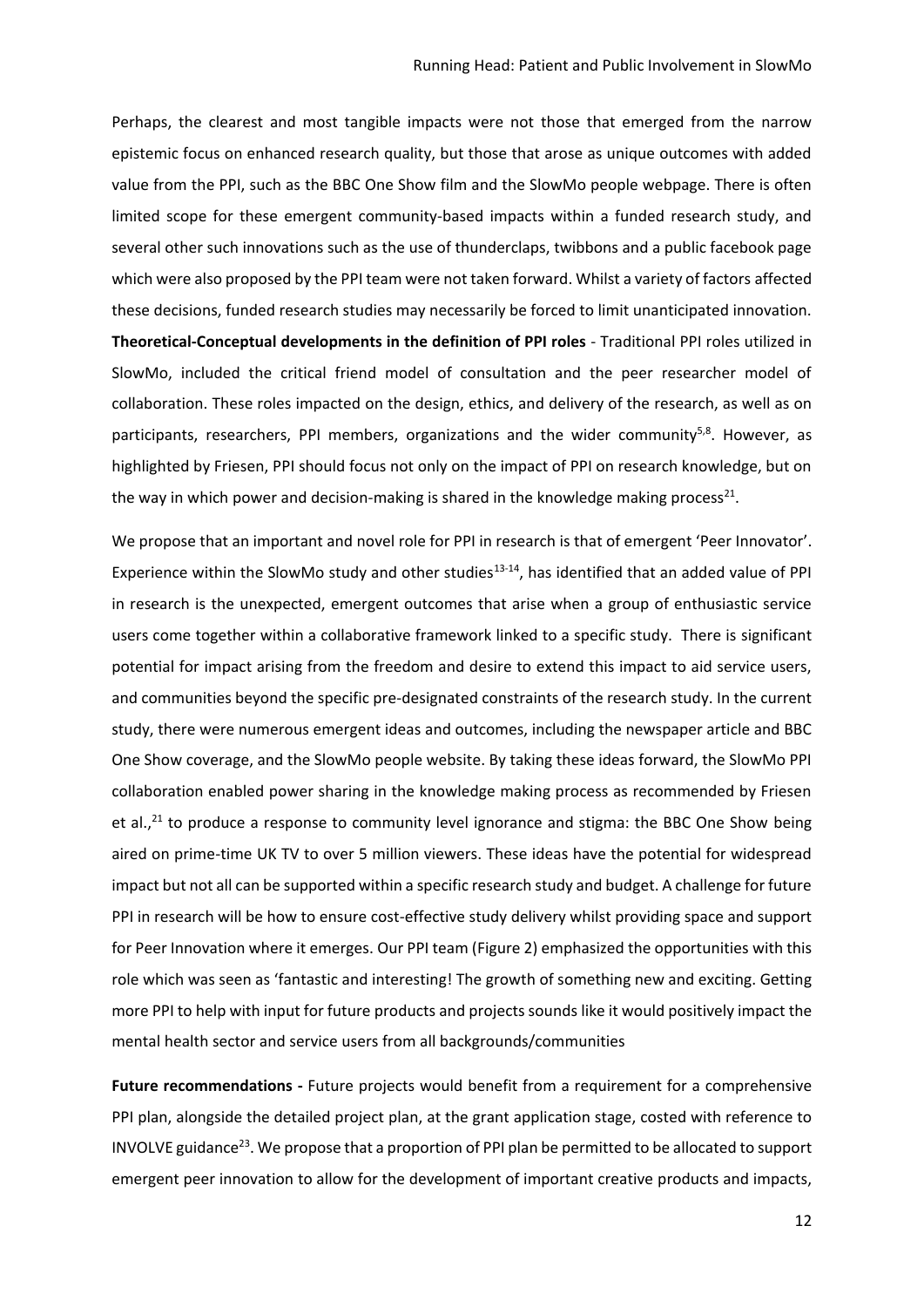Perhaps, the clearest and most tangible impacts were not those that emerged from the narrow epistemic focus on enhanced research quality, but those that arose as unique outcomes with added value from the PPI, such as the BBC One Show film and the SlowMo people webpage. There is often limited scope for these emergent community-based impacts within a funded research study, and several other such innovations such as the use of thunderclaps, twibbons and a public facebook page which were also proposed by the PPI team were not taken forward. Whilst a variety of factors affected these decisions, funded research studies may necessarily be forced to limit unanticipated innovation.

**Theoretical-Conceptual developments in the definition of PPI roles** - Traditional PPI roles utilized in SlowMo, included the critical friend model of consultation and the peer researcher model of collaboration. These roles impacted on the design, ethics, and delivery of the research, as well as on participants, researchers, PPI members, organizations and the wider community[5,8]. However, as highlighted by Friesen, PPI should focus not only on the impact of PPI on research knowledge, but on the way in which power and decision-making is shared in the knowledge making process[21].

We propose that an important and novel role for PPI in research is that of emergent 'Peer Innovator'. Experience within the SlowMo study and other studies[13-14], has identified that an added value of PPI in research is the unexpected, emergent outcomes that arise when a group of enthusiastic service users come together within a collaborative framework linked to a specific study. There is significant potential for impact arising from the freedom and desire to extend this impact to aid service users, and communities beyond the specific pre-designated constraints of the research study. In the current study, there were numerous emergent ideas and outcomes, including the newspaper article and BBC One Show coverage, and the SlowMo people website. By taking these ideas forward, the SlowMo PPI collaboration enabled power sharing in the knowledge making process as recommended by Friesen et al.,[21] to produce a response to community level ignorance and stigma: the BBC One Show being aired on prime-time UK TV to over 5 million viewers. These ideas have the potential for widespread impact but not all can be supported within a specific research study and budget. A challenge for future PPI in research will be how to ensure cost-effective study delivery whilst providing space and support for Peer Innovation where it emerges. Our PPI team (Figure 2) emphasized the opportunities with this role which was seen as 'fantastic and interesting! The growth of something new and exciting. Getting more PPI to help with input for future products and projects sounds like it would positively impact the mental health sector and service users from all backgrounds/communities

**Future recommendations -** Future projects would benefit from a requirement for a comprehensive PPI plan, alongside the detailed project plan, at the grant application stage, costed with reference to INVOLVE guidance[23]. We propose that a proportion of PPI plan be permitted to be allocated to support emergent peer innovation to allow for the development of important creative products and impacts,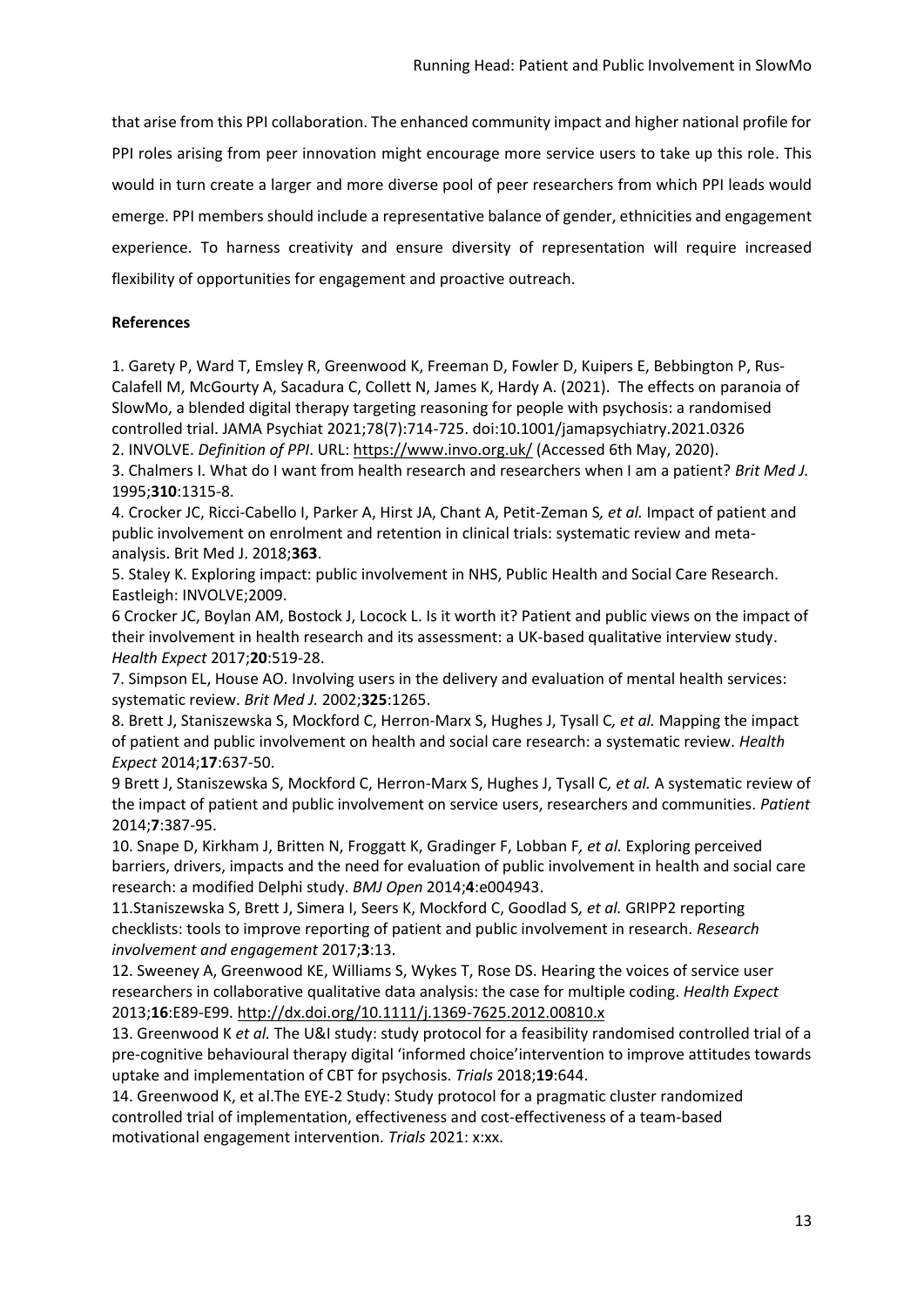that arise from this PPI collaboration. The enhanced community impact and higher national profile for PPI roles arising from peer innovation might encourage more service users to take up this role. This would in turn create a larger and more diverse pool of peer researchers from which PPI leads would emerge. PPI members should include a representative balance of gender, ethnicities and engagement experience. To harness creativity and ensure diversity of representation will require increased flexibility of opportunities for engagement and proactive outreach.

**References**

1. Garety P, Ward T, Emsley R, Greenwood K, Freeman D, Fowler D, Kuipers E, Bebbington P, Rus-Calafell M, McGourty A, Sacadura C, Collett N, James K, Hardy A. (2021). The effects on paranoia of SlowMo, a blended digital therapy targeting reasoning for people with psychosis: a randomised controlled trial. JAMA Psychiat 2021;78(7):714-725. doi:10.1001/jamapsychiatry.2021.0326

2. INVOLVE. *Definition of PPI*. URL: https://www.invo.org.uk/ (Accessed 6th May, 2020).

3. Chalmers I. What do I want from health research and researchers when I am a patient? *Brit Med J.* 1995;**310**:1315-8.

4. Crocker JC, Ricci-Cabello I, Parker A, Hirst JA, Chant A, Petit-Zeman S*, et al.* Impact of patient and public involvement on enrolment and retention in clinical trials: systematic review and meta-analysis. Brit Med J. 2018;**363**.

5. Staley K. Exploring impact: public involvement in NHS, Public Health and Social Care Research. Eastleigh: INVOLVE;2009.

6 Crocker JC, Boylan AM, Bostock J, Locock L. Is it worth it? Patient and public views on the impact of their involvement in health research and its assessment: a UK-based qualitative interview study. *Health Expect* 2017;**20**:519-28.

7. Simpson EL, House AO. Involving users in the delivery and evaluation of mental health services: systematic review. *Brit Med J.* 2002;**325**:1265.

8. Brett J, Staniszewska S, Mockford C, Herron-Marx S, Hughes J, Tysall C*, et al.* Mapping the impact of patient and public involvement on health and social care research: a systematic review. *Health Expect* 2014;**17**:637-50.

9 Brett J, Staniszewska S, Mockford C, Herron-Marx S, Hughes J, Tysall C*, et al.* A systematic review of the impact of patient and public involvement on service users, researchers and communities. *Patient* 2014;**7**:387-95.

10. Snape D, Kirkham J, Britten N, Froggatt K, Gradinger F, Lobban F*, et al.* Exploring perceived barriers, drivers, impacts and the need for evaluation of public involvement in health and social care research: a modified Delphi study. *BMJ Open* 2014;**4**:e004943.

11.Staniszewska S, Brett J, Simera I, Seers K, Mockford C, Goodlad S*, et al.* GRIPP2 reporting checklists: tools to improve reporting of patient and public involvement in research. *Research involvement and engagement* 2017;**3**:13.

12. Sweeney A, Greenwood KE, Williams S, Wykes T, Rose DS. Hearing the voices of service user researchers in collaborative qualitative data analysis: the case for multiple coding. *Health Expect* 2013;**16**:E89-E99. http://dx.doi.org/10.1111/j.1369-7625.2012.00810.x

13. Greenwood K *et al.* The U&I study: study protocol for a feasibility randomised controlled trial of a pre-cognitive behavioural therapy digital 'informed choice'intervention to improve attitudes towards uptake and implementation of CBT for psychosis. *Trials* 2018;**19**:644.

14. Greenwood K, et al.The EYE-2 Study: Study protocol for a pragmatic cluster randomized controlled trial of implementation, effectiveness and cost-effectiveness of a team-based motivational engagement intervention. *Trials* 2021: x:xx.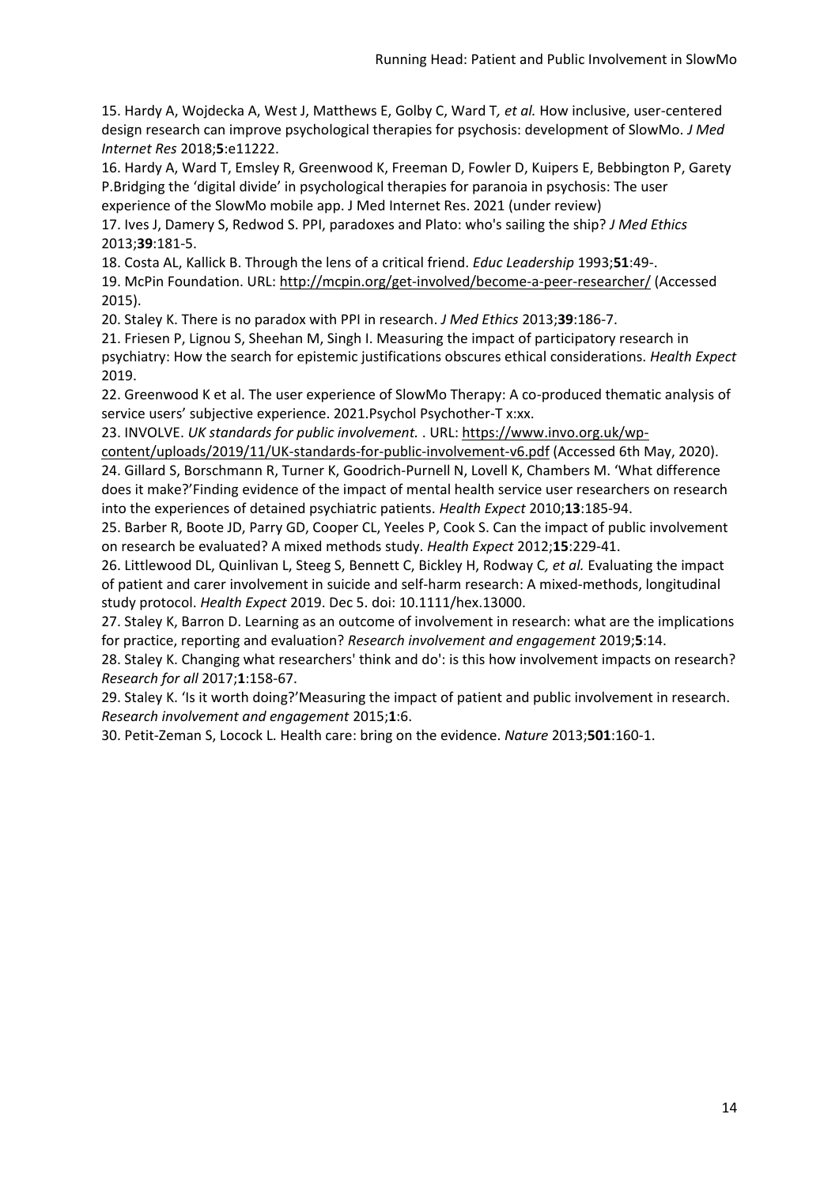15. Hardy A, Wojdecka A, West J, Matthews E, Golby C, Ward T*, et al.* How inclusive, user-centered design research can improve psychological therapies for psychosis: development of SlowMo. *J Med Internet Res* 2018;**5**:e11222.

16. Hardy A, Ward T, Emsley R, Greenwood K, Freeman D, Fowler D, Kuipers E, Bebbington P, Garety P.Bridging the 'digital divide' in psychological therapies for paranoia in psychosis: The user experience of the SlowMo mobile app. J Med Internet Res. 2021 (under review)

17. Ives J, Damery S, Redwod S. PPI, paradoxes and Plato: who's sailing the ship? *J Med Ethics* 2013;**39**:181-5.

18. Costa AL, Kallick B. Through the lens of a critical friend. *Educ Leadership* 1993;**51**:49-.

19. McPin Foundation. URL: http://mcpin.org/get-involved/become-a-peer-researcher/ (Accessed 2015).

20. Staley K. There is no paradox with PPI in research. *J Med Ethics* 2013;**39**:186-7.

21. Friesen P, Lignou S, Sheehan M, Singh I. Measuring the impact of participatory research in psychiatry: How the search for epistemic justifications obscures ethical considerations. *Health Expect* 2019.

22. Greenwood K et al. The user experience of SlowMo Therapy: A co-produced thematic analysis of service users' subjective experience. 2021.Psychol Psychother-T x:xx.

23. INVOLVE. *UK standards for public involvement.* . URL: https://www.invo.org.uk/wp-content/uploads/2019/11/UK-standards-for-public-involvement-v6.pdf (Accessed 6th May, 2020).

24. Gillard S, Borschmann R, Turner K, Goodrich-Purnell N, Lovell K, Chambers M. 'What difference does it make?'Finding evidence of the impact of mental health service user researchers on research into the experiences of detained psychiatric patients. *Health Expect* 2010;**13**:185-94.

25. Barber R, Boote JD, Parry GD, Cooper CL, Yeeles P, Cook S. Can the impact of public involvement on research be evaluated? A mixed methods study. *Health Expect* 2012;**15**:229-41.

26. Littlewood DL, Quinlivan L, Steeg S, Bennett C, Bickley H, Rodway C*, et al.* Evaluating the impact of patient and carer involvement in suicide and self-harm research: A mixed-methods, longitudinal study protocol. *Health Expect* 2019. Dec 5. doi: 10.1111/hex.13000.

27. Staley K, Barron D. Learning as an outcome of involvement in research: what are the implications for practice, reporting and evaluation? *Research involvement and engagement* 2019;**5**:14.

28. Staley K. Changing what researchers' think and do': is this how involvement impacts on research? *Research for all* 2017;**1**:158-67.

29. Staley K. 'Is it worth doing?'Measuring the impact of patient and public involvement in research. *Research involvement and engagement* 2015;**1**:6.

30. Petit-Zeman S, Locock L. Health care: bring on the evidence. *Nature* 2013;**501**:160-1.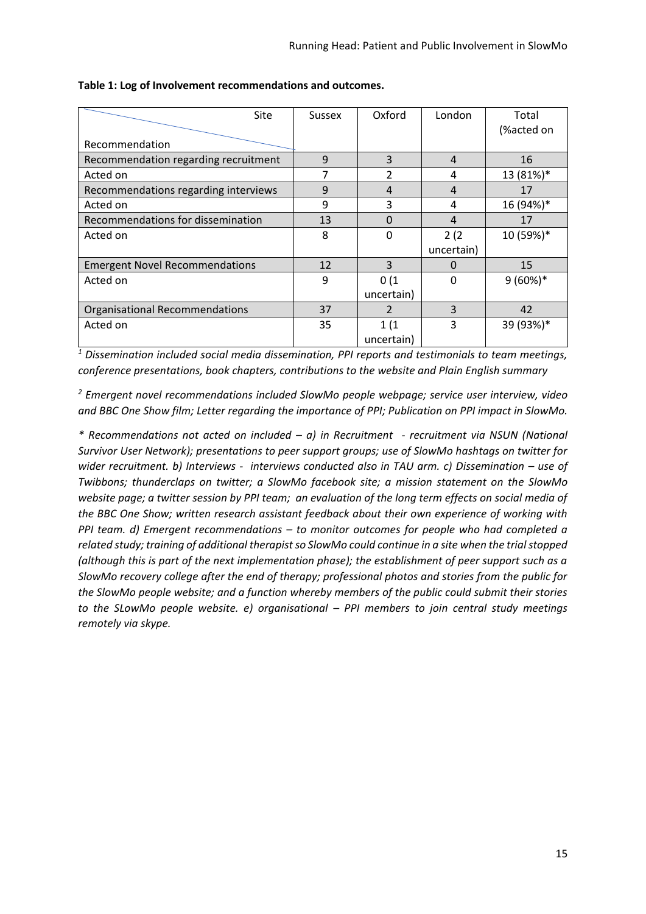**Table 1: Log of Involvement recommendations and outcomes.**

| Recommendation / Site | Sussex | Oxford | London | Total (%acted on |
|---|---|---|---|---|
| Recommendation regarding recruitment | 9 | 3 | 4 | 16 |
| Acted on | 7 | 2 | 4 | 13 (81%)* |
| Recommendations regarding interviews | 9 | 4 | 4 | 17 |
| Acted on | 9 | 3 | 4 | 16 (94%)* |
| Recommendations for dissemination | 13 | 0 | 4 | 17 |
| Acted on | 8 | 0 | 2 (2 uncertain) | 10 (59%)* |
| Emergent Novel Recommendations | 12 | 3 | 0 | 15 |
| Acted on | 9 | 0 (1 uncertain) | 0 | 9 (60%)* |
| Organisational Recommendations | 37 | 2 | 3 | 42 |
| Acted on | 35 | 1 (1 uncertain) | 3 | 39 (93%)* |

[1] *Dissemination included social media dissemination, PPI reports and testimonials to team meetings, conference presentations, book chapters, contributions to the website and Plain English summary*

[2] *Emergent novel recommendations included SlowMo people webpage; service user interview, video and BBC One Show film; Letter regarding the importance of PPI; Publication on PPI impact in SlowMo.*

*\* Recommendations not acted on included – a) in Recruitment - recruitment via NSUN (National Survivor User Network); presentations to peer support groups; use of SlowMo hashtags on twitter for wider recruitment. b) Interviews - interviews conducted also in TAU arm. c) Dissemination – use of Twibbons; thunderclaps on twitter; a SlowMo facebook site; a mission statement on the SlowMo website page; a twitter session by PPI team; an evaluation of the long term effects on social media of the BBC One Show; written research assistant feedback about their own experience of working with PPI team. d) Emergent recommendations – to monitor outcomes for people who had completed a related study; training of additional therapist so SlowMo could continue in a site when the trial stopped (although this is part of the next implementation phase); the establishment of peer support such as a SlowMo recovery college after the end of therapy; professional photos and stories from the public for the SlowMo people website; and a function whereby members of the public could submit their stories to the SLowMo people website. e) organisational – PPI members to join central study meetings remotely via skype.*